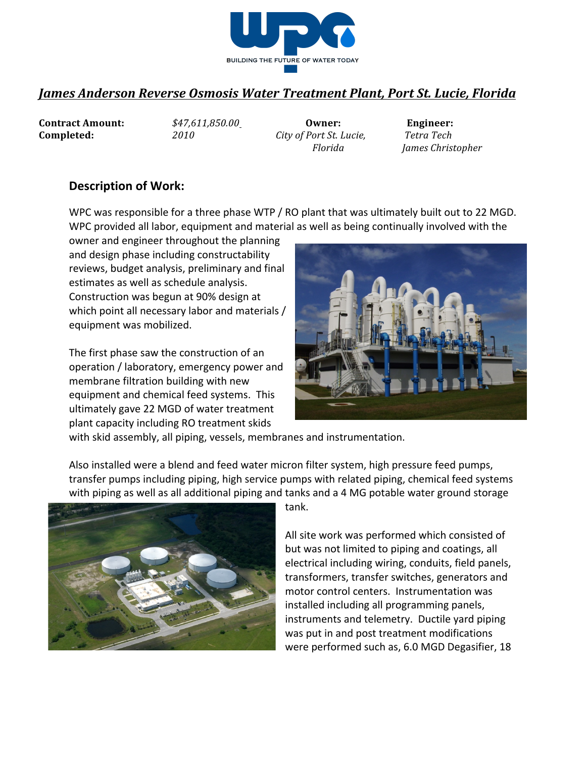WPC

BUILDING THE FUTURE OF WATER TODAY

## *James Anderson Reverse Osmosis Water Treatment Plant, Port St. Lucie, Florida*

| **Contract Amount:** | *$47,611,850.00* | **Owner:** | **Engineer:** |
|---|---|---|---|
| **Completed:** | *2010* | *City of Port St. Lucie, Florida* | *Tetra Tech James Christopher* |

### Description of Work:

WPC was responsible for a three phase WTP / RO plant that was ultimately built out to 22 MGD. WPC provided all labor, equipment and material as well as being continually involved with the owner and engineer throughout the planning and design phase including constructability reviews, budget analysis, preliminary and final estimates as well as schedule analysis. Construction was begun at 90% design at which point all necessary labor and materials / equipment was mobilized.

The first phase saw the construction of an operation / laboratory, emergency power and membrane filtration building with new equipment and chemical feed systems. This ultimately gave 22 MGD of water treatment plant capacity including RO treatment skids with skid assembly, all piping, vessels, membranes and instrumentation.

Also installed were a blend and feed water micron filter system, high pressure feed pumps, transfer pumps including piping, high service pumps with related piping, chemical feed systems with piping as well as all additional piping and tanks and a 4 MG potable water ground storage tank.

All site work was performed which consisted of but was not limited to piping and coatings, all electrical including wiring, conduits, field panels, transformers, transfer switches, generators and motor control centers. Instrumentation was installed including all programming panels, instruments and telemetry. Ductile yard piping was put in and post treatment modifications were performed such as, 6.0 MGD Degasifier, 18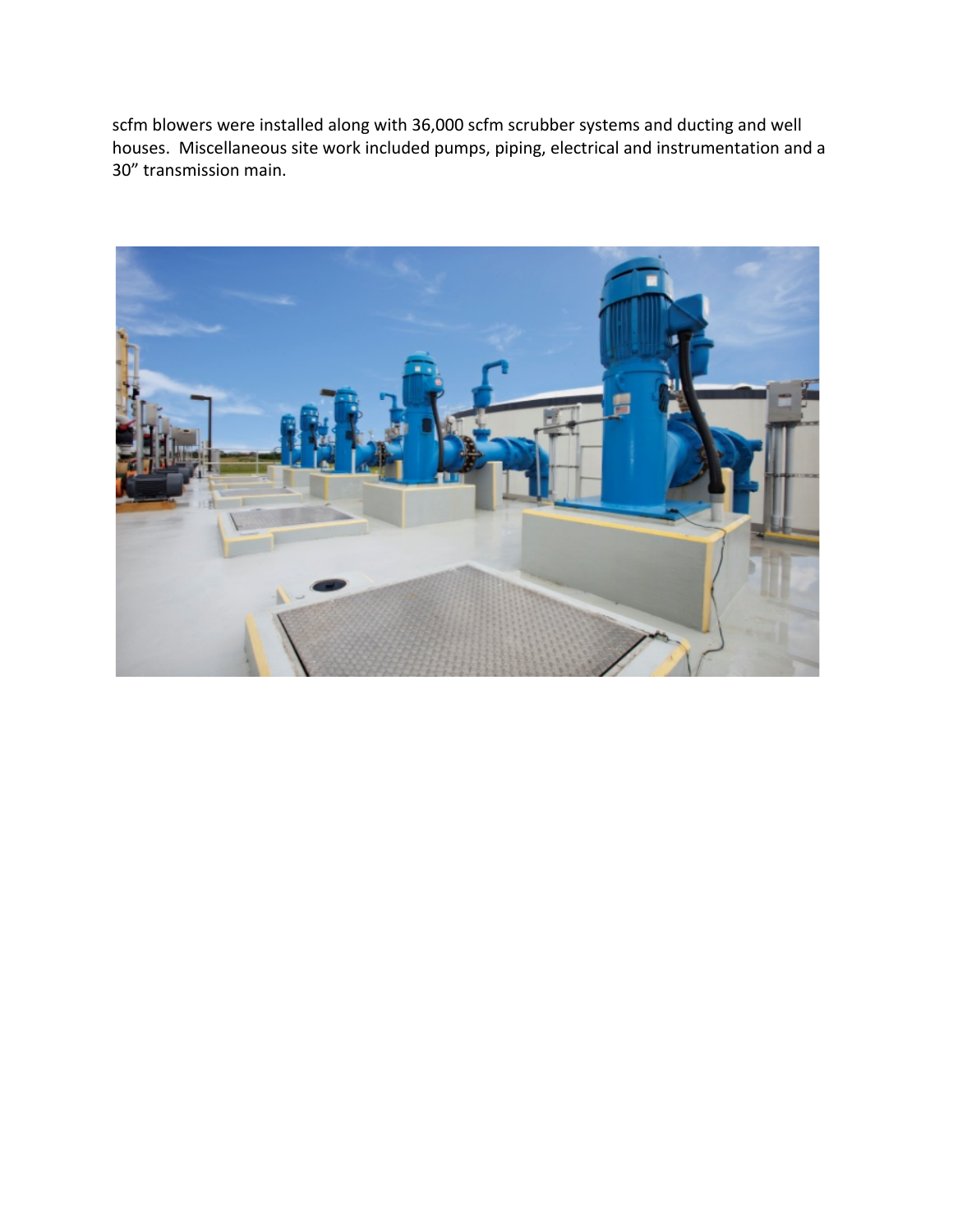scfm blowers were installed along with 36,000 scfm scrubber systems and ducting and well houses. Miscellaneous site work included pumps, piping, electrical and instrumentation and a 30” transmission main.